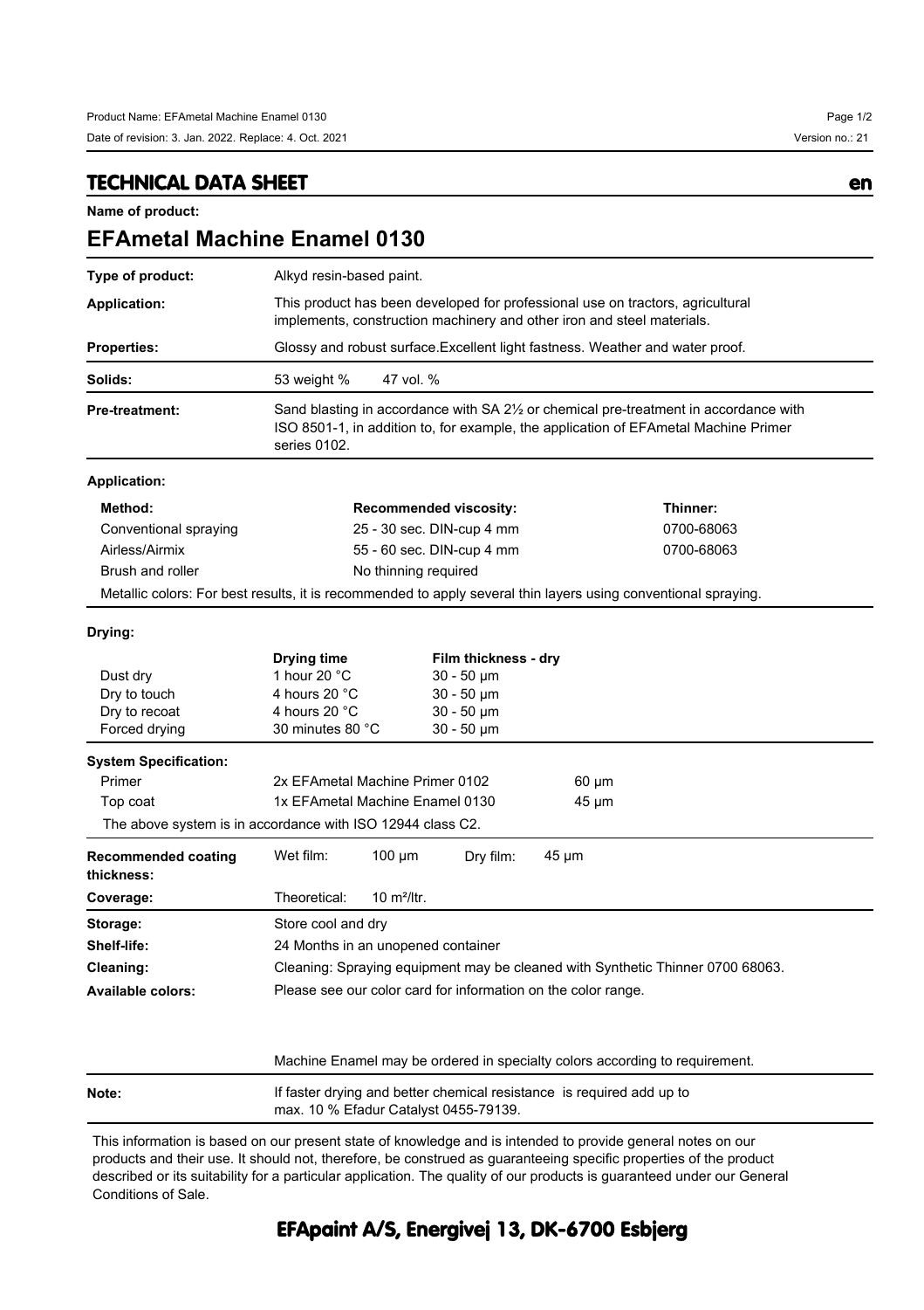## TECHNICAL DATA SHEET

en

**Name of product:**

# EFAmetal Machine Enamel 0130

| | |
|---|---|
| **Type of product:** | Alkyd resin-based paint. |
| **Application:** | This product has been developed for professional use on tractors, agricultural implements, construction machinery and other iron and steel materials. |
| **Properties:** | Glossy and robust surface.Excellent light fastness. Weather and water proof. |
| **Solids:** | 53 weight % 47 vol. % |
| **Pre-treatment:** | Sand blasting in accordance with SA 2½ or chemical pre-treatment in accordance with ISO 8501-1, in addition to, for example, the application of EFAmetal Machine Primer series 0102. |

**Application:**

| Method: | Recommended viscosity: | Thinner: |
|---|---|---|
| Conventional spraying | 25 - 30 sec. DIN-cup 4 mm | 0700-68063 |
| Airless/Airmix | 55 - 60 sec. DIN-cup 4 mm | 0700-68063 |
| Brush and roller | No thinning required | |

Metallic colors: For best results, it is recommended to apply several thin layers using conventional spraying.

**Drying:**

| | Drying time | Film thickness - dry |
|---|---|---|
| Dust dry | 1 hour 20 °C | 30 - 50 µm |
| Dry to touch | 4 hours 20 °C | 30 - 50 µm |
| Dry to recoat | 4 hours 20 °C | 30 - 50 µm |
| Forced drying | 30 minutes 80 °C | 30 - 50 µm |

**System Specification:**

| | | |
|---|---|---|
| Primer | 2x EFAmetal Machine Primer 0102 | 60 µm |
| Top coat | 1x EFAmetal Machine Enamel 0130 | 45 µm |

The above system is in accordance with ISO 12944 class C2.

| | |
|---|---|
| **Recommended coating thickness:** | Wet film: 100 µm Dry film: 45 µm |
| **Coverage:** | Theoretical: 10 m²/ltr. |
| **Storage:** | Store cool and dry |
| **Shelf-life:** | 24 Months in an unopened container |
| **Cleaning:** | Cleaning: Spraying equipment may be cleaned with Synthetic Thinner 0700 68063. |
| **Available colors:** | Please see our color card for information on the color range. |

Machine Enamel may be ordered in specialty colors according to requirement.

| | |
|---|---|
| **Note:** | If faster drying and better chemical resistance is required add up to max. 10 % Efadur Catalyst 0455-79139. |

This information is based on our present state of knowledge and is intended to provide general notes on our products and their use. It should not, therefore, be construed as guaranteeing specific properties of the product described or its suitability for a particular application. The quality of our products is guaranteed under our General Conditions of Sale.

**EFApaint A/S, Energivej 13, DK-6700 Esbjerg**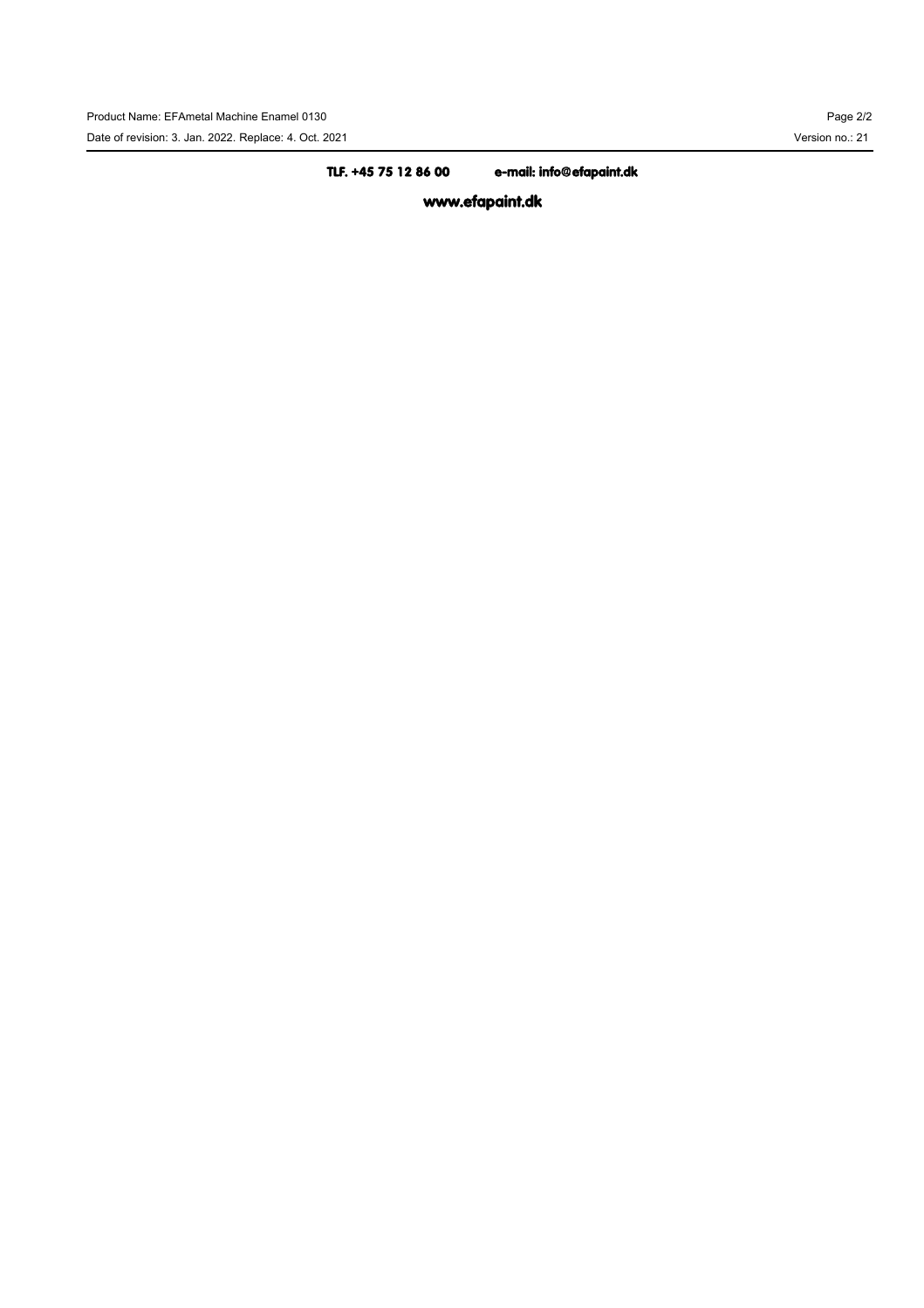**TLF. +45 75 12 86 00 e-mail: info@efapaint.dk**

**www.efapaint.dk**